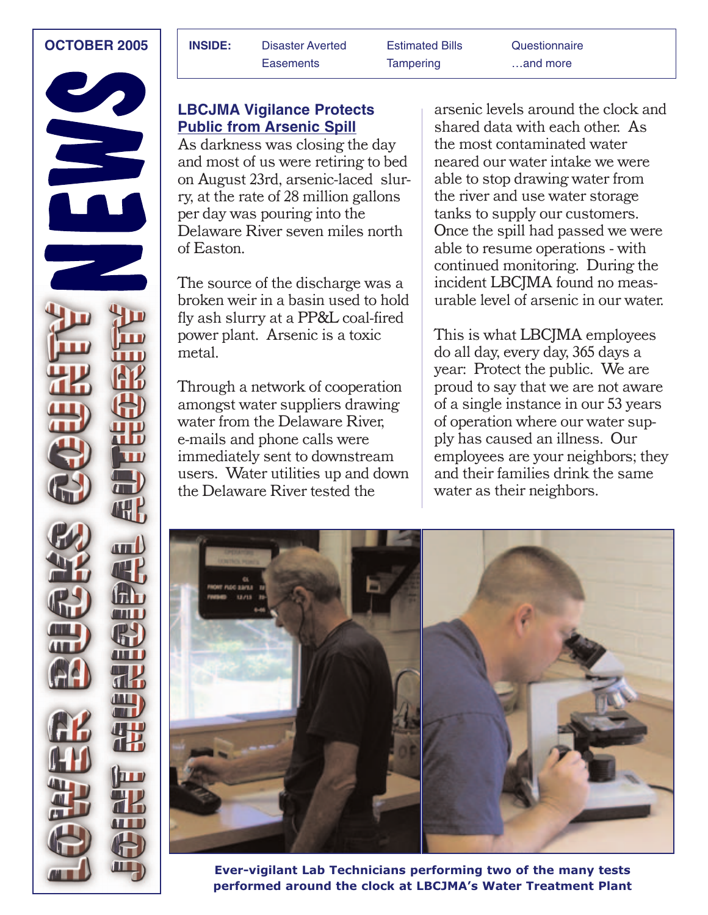# LOWER BUCKS COUNTY JOINT MUNICIPAL AUTHORITY NEWS

**OCTOBER 2005**

**INSIDE:** Disaster Averted · Easements · Estimated Bills · Tampering · Questionnaire · …and more

## LBCJMA Vigilance Protects Public from Arsenic Spill

As darkness was closing the day and most of us were retiring to bed on August 23rd, arsenic-laced slurry, at the rate of 28 million gallons per day was pouring into the Delaware River seven miles north of Easton.

The source of the discharge was a broken weir in a basin used to hold fly ash slurry at a PP&L coal-fired power plant. Arsenic is a toxic metal.

Through a network of cooperation amongst water suppliers drawing water from the Delaware River, e-mails and phone calls were immediately sent to downstream users. Water utilities up and down the Delaware River tested the arsenic levels around the clock and shared data with each other. As the most contaminated water neared our water intake we were able to stop drawing water from the river and use water storage tanks to supply our customers. Once the spill had passed we were able to resume operations - with continued monitoring. During the incident LBCJMA found no measurable level of arsenic in our water.

This is what LBCJMA employees do all day, every day, 365 days a year: Protect the public. We are proud to say that we are not aware of a single instance in our 53 years of operation where our water supply has caused an illness. Our employees are your neighbors; they and their families drink the same water as their neighbors.

**Ever-vigilant Lab Technicians performing two of the many tests performed around the clock at LBCJMA's Water Treatment Plant**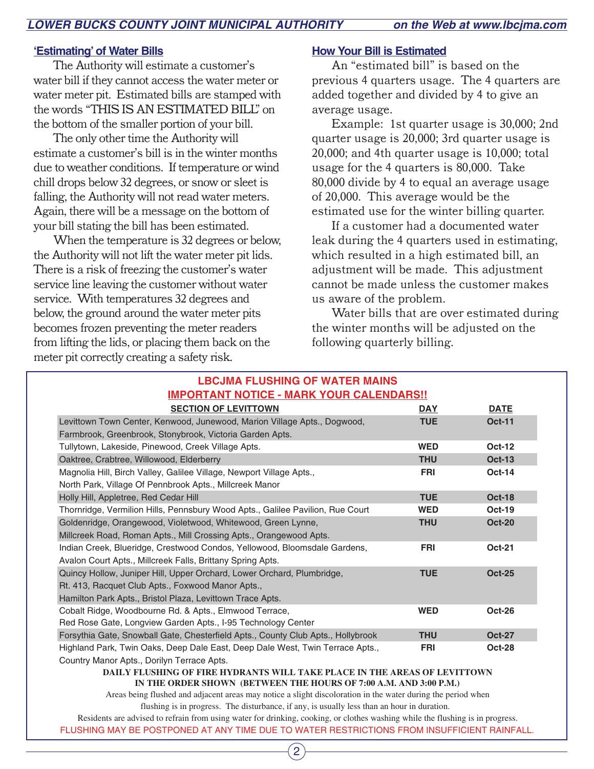## 'Estimating' of Water Bills

The Authority will estimate a customer's water bill if they cannot access the water meter or water meter pit. Estimated bills are stamped with the words "THIS IS AN ESTIMATED BILL" on the bottom of the smaller portion of your bill.

The only other time the Authority will estimate a customer's bill is in the winter months due to weather conditions. If temperature or wind chill drops below 32 degrees, or snow or sleet is falling, the Authority will not read water meters. Again, there will be a message on the bottom of your bill stating the bill has been estimated.

When the temperature is 32 degrees or below, the Authority will not lift the water meter pit lids. There is a risk of freezing the customer's water service line leaving the customer without water service. With temperatures 32 degrees and below, the ground around the water meter pits becomes frozen preventing the meter readers from lifting the lids, or placing them back on the meter pit correctly creating a safety risk.

## How Your Bill is Estimated

An "estimated bill" is based on the previous 4 quarters usage. The 4 quarters are added together and divided by 4 to give an average usage.

Example: 1st quarter usage is 30,000; 2nd quarter usage is 20,000; 3rd quarter usage is 20,000; and 4th quarter usage is 10,000; total usage for the 4 quarters is 80,000. Take 80,000 divide by 4 to equal an average usage of 20,000. This average would be the estimated use for the winter billing quarter.

If a customer had a documented water leak during the 4 quarters used in estimating, which resulted in a high estimated bill, an adjustment will be made. This adjustment cannot be made unless the customer makes us aware of the problem.

Water bills that are over estimated during the winter months will be adjusted on the following quarterly billing.

## LBCJMA FLUSHING OF WATER MAINS

**IMPORTANT NOTICE - MARK YOUR CALENDARS!!**

| SECTION OF LEVITTOWN | DAY | DATE |
|---|---|---|
| Levittown Town Center, Kenwood, Junewood, Marion Village Apts., Dogwood, Farmbrook, Greenbrook, Stonybrook, Victoria Garden Apts. | TUE | Oct-11 |
| Tullytown, Lakeside, Pinewood, Creek Village Apts. | WED | Oct-12 |
| Oaktree, Crabtree, Willowood, Elderberry | THU | Oct-13 |
| Magnolia Hill, Birch Valley, Galilee Village, Newport Village Apts., North Park, Village Of Pennbrook Apts., Millcreek Manor | FRI | Oct-14 |
| Holly Hill, Appletree, Red Cedar Hill | TUE | Oct-18 |
| Thornridge, Vermilion Hills, Pennsbury Wood Apts., Galilee Pavilion, Rue Court | WED | Oct-19 |
| Goldenridge, Orangewood, Violetwood, Whitewood, Green Lynne, Millcreek Road, Roman Apts., Mill Crossing Apts., Orangewood Apts. | THU | Oct-20 |
| Indian Creek, Blueridge, Crestwood Condos, Yellowood, Bloomsdale Gardens, Avalon Court Apts., Millcreek Falls, Brittany Spring Apts. | FRI | Oct-21 |
| Quincy Hollow, Juniper Hill, Upper Orchard, Lower Orchard, Plumbridge, Rt. 413, Racquet Club Apts., Foxwood Manor Apts., Hamilton Park Apts., Bristol Plaza, Levittown Trace Apts. | TUE | Oct-25 |
| Cobalt Ridge, Woodbourne Rd. & Apts., Elmwood Terrace, Red Rose Gate, Longview Garden Apts., I-95 Technology Center | WED | Oct-26 |
| Forsythia Gate, Snowball Gate, Chesterfield Apts., County Club Apts., Hollybrook | THU | Oct-27 |
| Highland Park, Twin Oaks, Deep Dale East, Deep Dale West, Twin Terrace Apts., Country Manor Apts., Dorilyn Terrace Apts. | FRI | Oct-28 |

**DAILY FLUSHING OF FIRE HYDRANTS WILL TAKE PLACE IN THE AREAS OF LEVITTOWN IN THE ORDER SHOWN (BETWEEN THE HOURS OF 7:00 A.M. AND 3:00 P.M.)**

Areas being flushed and adjacent areas may notice a slight discoloration in the water during the period when flushing is in progress. The disturbance, if any, is usually less than an hour in duration.

Residents are advised to refrain from using water for drinking, cooking, or clothes washing while the flushing is in progress.

FLUSHING MAY BE POSTPONED AT ANY TIME DUE TO WATER RESTRICTIONS FROM INSUFFICIENT RAINFALL.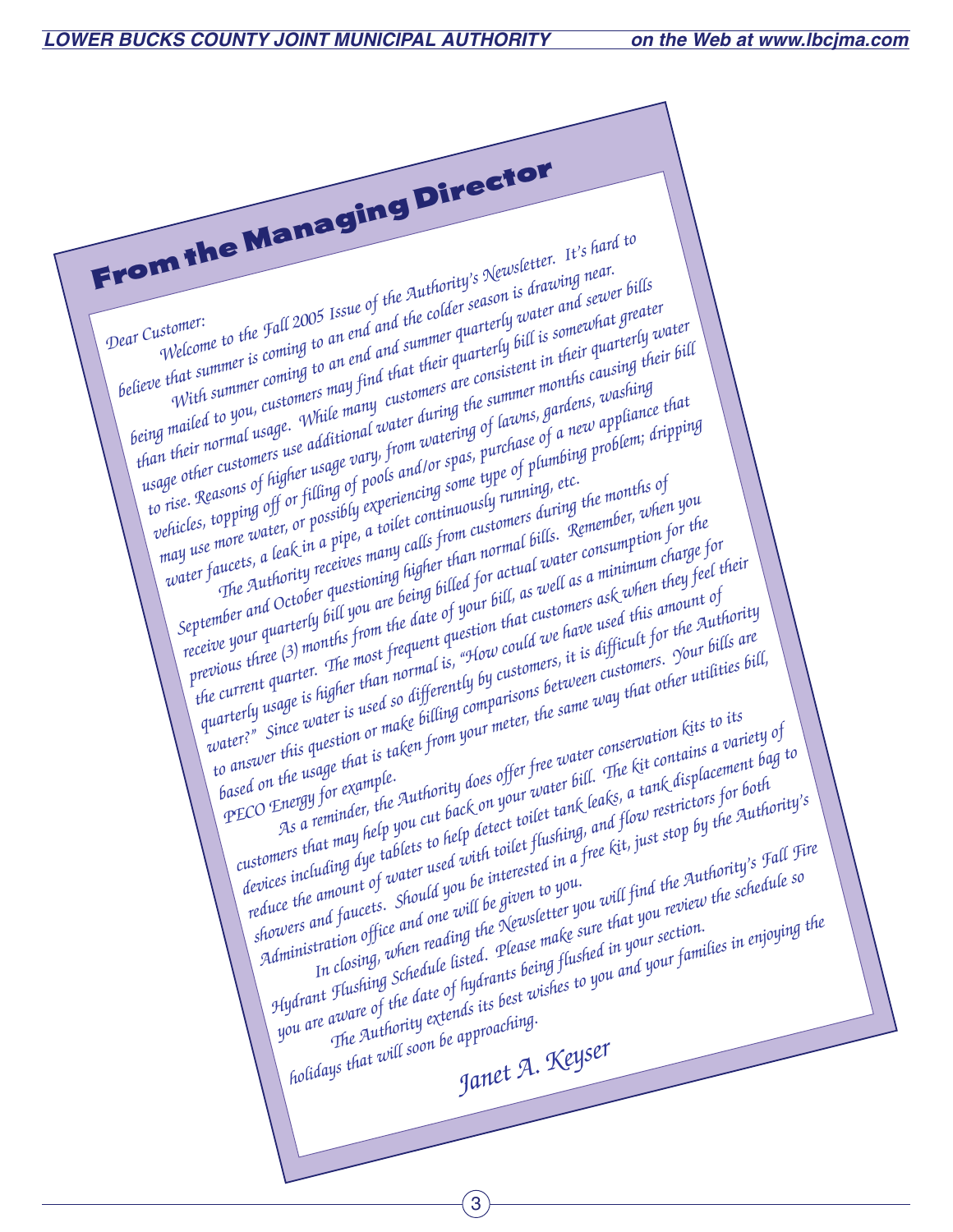# From the Managing Director

Dear Customer:

*Welcome to the Fall 2005 Issue of the Authority's Newsletter. It's hard to believe that summer is coming to an end and the colder season is drawing near.*

*With summer coming to an end and summer quarterly water and sewer bills being mailed to you, customers may find that their quarterly bill is somewhat greater than their normal usage. While many customers are consistent in their quarterly water usage other customers use additional water during the summer months causing their bill to rise. Reasons of higher usage vary, from watering of lawns, gardens, washing vehicles, topping off or filling of pools and/or spas, purchase of a new appliance that may use more water, or possibly experiencing some type of plumbing problem; dripping water faucets, a leak in a pipe, a toilet continuously running, etc.*

*The Authority receives many calls from customers during the months of September and October questioning higher than normal bills. Remember, when you receive your quarterly bill you are being billed for actual water consumption for the previous three (3) months from the date of your bill, as well as a minimum charge for the current quarter. The most frequent question that customers ask when they feel their quarterly usage is higher than normal is, "How could we have used this amount of water?" Since water is used so differently by customers, it is difficult for the Authority to answer this question or make billing comparisons between customers. Your bills are based on the usage that is taken from your meter, the same way that other utilities bill, PECO Energy for example.*

*As a reminder, the Authority does offer free water conservation kits to its customers that may help you cut back on your water bill. The kit contains a variety of devices including dye tablets to help detect toilet tank leaks, a tank displacement bag to reduce the amount of water used with toilet flushing, and flow restrictors for both showers and faucets. Should you be interested in a free kit, just stop by the Authority's Administration office and one will be given to you.*

*In closing, when reading the Newsletter you will find the Authority's Fall Fire Hydrant Flushing Schedule listed. Please make sure that you review the schedule so you are aware of the date of hydrants being flushed in your section.*

*The Authority extends its best wishes to you and your families in enjoying the holidays that will soon be approaching.*

*Janet A. Keyser*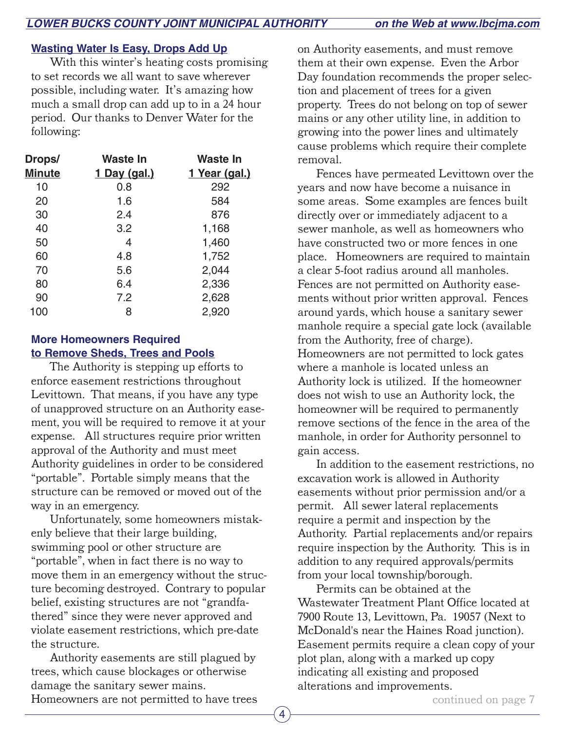## Wasting Water Is Easy, Drops Add Up

With this winter's heating costs promising to set records we all want to save wherever possible, including water. It's amazing how much a small drop can add up to in a 24 hour period. Our thanks to Denver Water for the following:

| Drops/ Minute | Waste In 1 Day (gal.) | Waste In 1 Year (gal.) |
|---|---|---|
| 10 | 0.8 | 292 |
| 20 | 1.6 | 584 |
| 30 | 2.4 | 876 |
| 40 | 3.2 | 1,168 |
| 50 | 4 | 1,460 |
| 60 | 4.8 | 1,752 |
| 70 | 5.6 | 2,044 |
| 80 | 6.4 | 2,336 |
| 90 | 7.2 | 2,628 |
| 100 | 8 | 2,920 |

## More Homeowners Required to Remove Sheds, Trees and Pools

The Authority is stepping up efforts to enforce easement restrictions throughout Levittown. That means, if you have any type of unapproved structure on an Authority easement, you will be required to remove it at your expense. All structures require prior written approval of the Authority and must meet Authority guidelines in order to be considered "portable". Portable simply means that the structure can be removed or moved out of the way in an emergency.

Unfortunately, some homeowners mistakenly believe that their large building, swimming pool or other structure are "portable", when in fact there is no way to move them in an emergency without the structure becoming destroyed. Contrary to popular belief, existing structures are not "grandfathered" since they were never approved and violate easement restrictions, which pre-date the structure.

Authority easements are still plagued by trees, which cause blockages or otherwise damage the sanitary sewer mains. Homeowners are not permitted to have trees on Authority easements, and must remove them at their own expense. Even the Arbor Day foundation recommends the proper selection and placement of trees for a given property. Trees do not belong on top of sewer mains or any other utility line, in addition to growing into the power lines and ultimately cause problems which require their complete removal.

Fences have permeated Levittown over the years and now have become a nuisance in some areas. Some examples are fences built directly over or immediately adjacent to a sewer manhole, as well as homeowners who have constructed two or more fences in one place. Homeowners are required to maintain a clear 5-foot radius around all manholes. Fences are not permitted on Authority easements without prior written approval. Fences around yards, which house a sanitary sewer manhole require a special gate lock (available from the Authority, free of charge). Homeowners are not permitted to lock gates where a manhole is located unless an Authority lock is utilized. If the homeowner does not wish to use an Authority lock, the homeowner will be required to permanently remove sections of the fence in the area of the manhole, in order for Authority personnel to gain access.

In addition to the easement restrictions, no excavation work is allowed in Authority easements without prior permission and/or a permit. All sewer lateral replacements require a permit and inspection by the Authority. Partial replacements and/or repairs require inspection by the Authority. This is in addition to any required approvals/permits from your local township/borough.

Permits can be obtained at the Wastewater Treatment Plant Office located at 7900 Route 13, Levittown, Pa. 19057 (Next to McDonald's near the Haines Road junction). Easement permits require a clean copy of your plot plan, along with a marked up copy indicating all existing and proposed alterations and improvements.

continued on page 7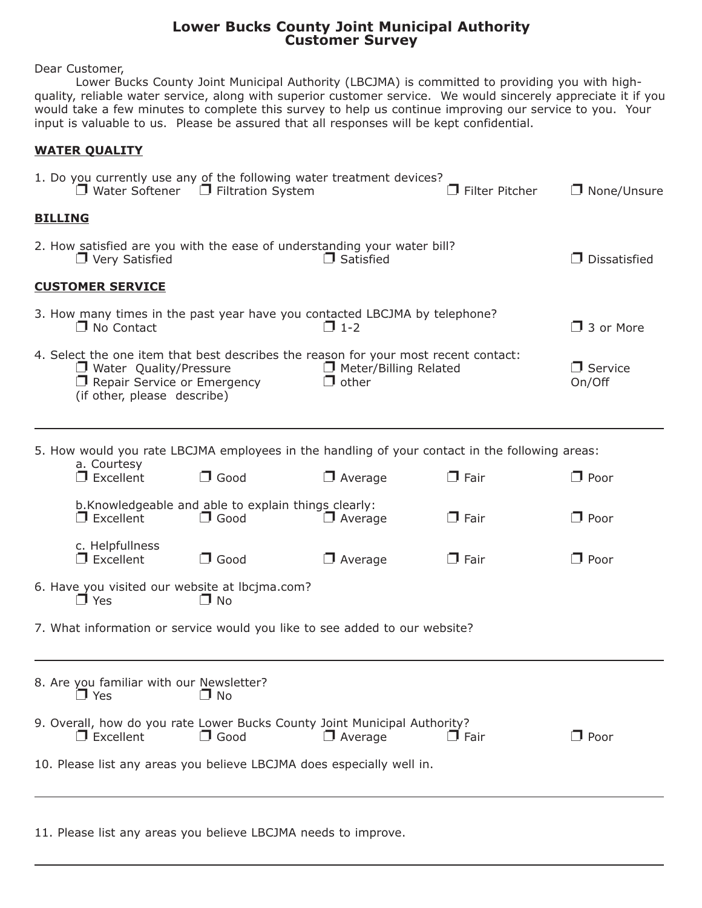# Lower Bucks County Joint Municipal Authority
## Customer Survey

Dear Customer,

Lower Bucks County Joint Municipal Authority (LBCJMA) is committed to providing you with high-quality, reliable water service, along with superior customer service. We would sincerely appreciate it if you would take a few minutes to complete this survey to help us continue improving our service to you. Your input is valuable to us. Please be assured that all responses will be kept confidential.

**<u>WATER QUALITY</u>**

1. Do you currently use any of the following water treatment devices?
   - ❐ Water Softener
   - ❐ Filtration System
   - ❐ Filter Pitcher
   - ❐ None/Unsure

**<u>BILLING</u>**

2. How satisfied are you with the ease of understanding your water bill?
   - ❐ Very Satisfied
   - ❐ Satisfied
   - ❐ Dissatisfied

**<u>CUSTOMER SERVICE</u>**

3. How many times in the past year have you contacted LBCJMA by telephone?
   - ❐ No Contact
   - ❐ 1-2
   - ❐ 3 or More

4. Select the one item that best describes the reason for your most recent contact:
   - ❐ Water Quality/Pressure
   - ❐ Meter/Billing Related
   - ❐ Service On/Off
   - ❐ Repair Service or Emergency
   - ❐ other

   (if other, please describe)

   ______________________________________________________________

5. How would you rate LBCJMA employees in the handling of your contact in the following areas:

   a. Courtesy
   - ❐ Excellent ❐ Good ❐ Average ❐ Fair ❐ Poor

   b. Knowledgeable and able to explain things clearly:
   - ❐ Excellent ❐ Good ❐ Average ❐ Fair ❐ Poor

   c. Helpfullness
   - ❐ Excellent ❐ Good ❐ Average ❐ Fair ❐ Poor

6. Have you visited our website at lbcjma.com?
   - ❐ Yes
   - ❐ No

7. What information or service would you like to see added to our website?

   ______________________________________________________________

8. Are you familiar with our Newsletter?
   - ❐ Yes
   - ❐ No

9. Overall, how do you rate Lower Bucks County Joint Municipal Authority?
   - ❐ Excellent ❐ Good ❐ Average ❐ Fair ❐ Poor

10. Please list any areas you believe LBCJMA does especially well in.

    ______________________________________________________________

11. Please list any areas you believe LBCJMA needs to improve.

    ______________________________________________________________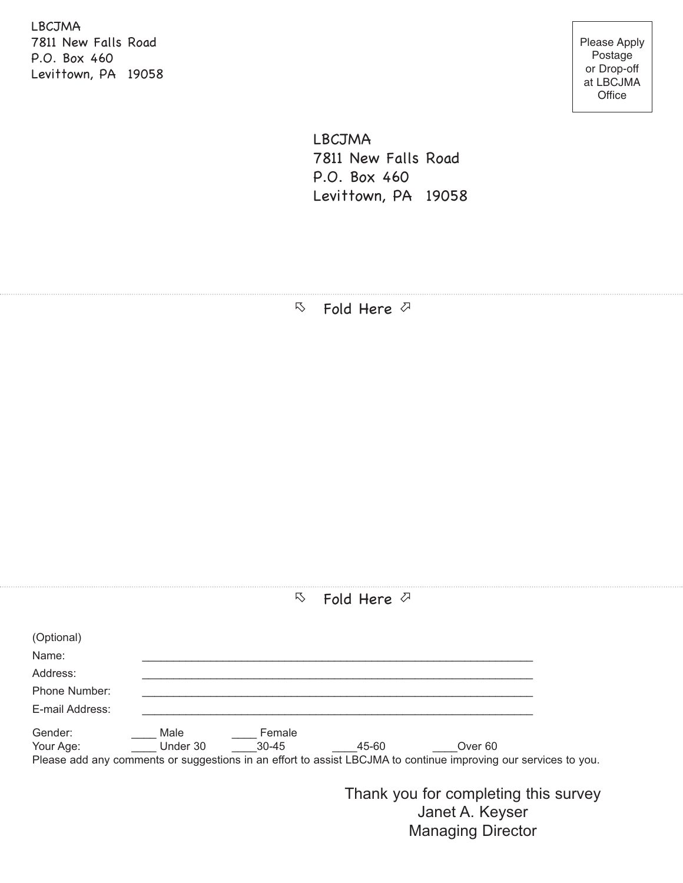LBCJMA
7811 New Falls Road
P.O. Box 460
Levittown, PA 19058

Please Apply Postage or Drop-off at LBCJMA Office

LBCJMA
7811 New Falls Road
P.O. Box 460
Levittown, PA 19058

↸ Fold Here ⬀

↸ Fold Here ⬀

(Optional)

Name: ____________________________________________________________

Address: ____________________________________________________________

Phone Number: ____________________________________________________________

E-mail Address: ____________________________________________________________

Gender: ____ Male ____ Female

Your Age: ____ Under 30 ____30-45 ____45-60 ____Over 60

Please add any comments or suggestions in an effort to assist LBCJMA to continue improving our services to you.

Thank you for completing this survey
Janet A. Keyser
Managing Director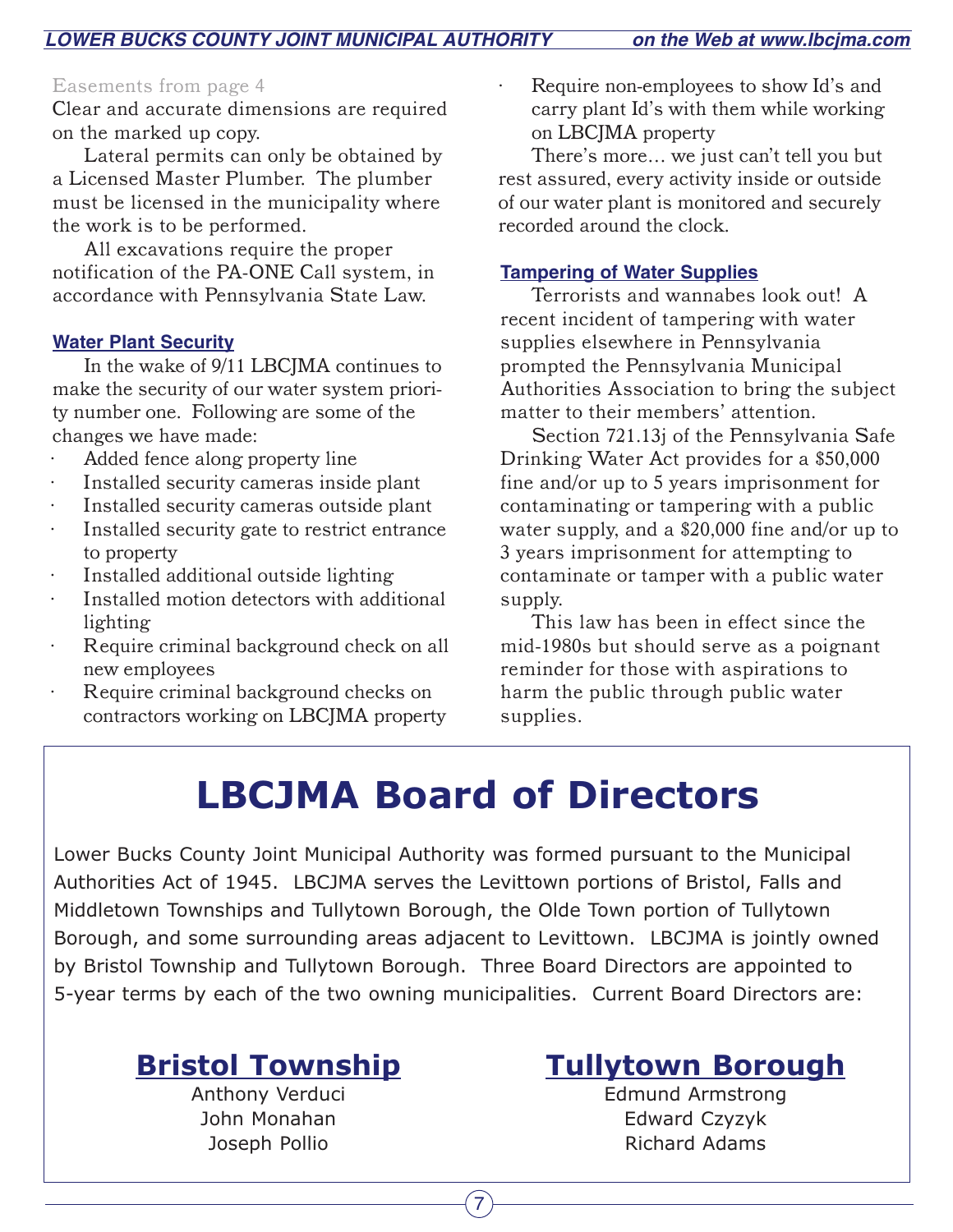Easements from page 4

Clear and accurate dimensions are required on the marked up copy.

Lateral permits can only be obtained by a Licensed Master Plumber. The plumber must be licensed in the municipality where the work is to be performed.

All excavations require the proper notification of the PA-ONE Call system, in accordance with Pennsylvania State Law.

### Water Plant Security

In the wake of 9/11 LBCJMA continues to make the security of our water system priority number one. Following are some of the changes we have made:

- Added fence along property line
- Installed security cameras inside plant
- Installed security cameras outside plant
- Installed security gate to restrict entrance to property
- Installed additional outside lighting
- Installed motion detectors with additional lighting
- Require criminal background check on all new employees
- Require criminal background checks on contractors working on LBCJMA property
- Require non-employees to show Id's and carry plant Id's with them while working on LBCJMA property

There's more… we just can't tell you but rest assured, every activity inside or outside of our water plant is monitored and securely recorded around the clock.

### Tampering of Water Supplies

Terrorists and wannabes look out! A recent incident of tampering with water supplies elsewhere in Pennsylvania prompted the Pennsylvania Municipal Authorities Association to bring the subject matter to their members' attention.

Section 721.13j of the Pennsylvania Safe Drinking Water Act provides for a $50,000 fine and/or up to 5 years imprisonment for contaminating or tampering with a public water supply, and a $20,000 fine and/or up to 3 years imprisonment for attempting to contaminate or tamper with a public water supply.

This law has been in effect since the mid-1980s but should serve as a poignant reminder for those with aspirations to harm the public through public water supplies.

# LBCJMA Board of Directors

Lower Bucks County Joint Municipal Authority was formed pursuant to the Municipal Authorities Act of 1945. LBCJMA serves the Levittown portions of Bristol, Falls and Middletown Townships and Tullytown Borough, the Olde Town portion of Tullytown Borough, and some surrounding areas adjacent to Levittown. LBCJMA is jointly owned by Bristol Township and Tullytown Borough. Three Board Directors are appointed to 5-year terms by each of the two owning municipalities. Current Board Directors are:

## Bristol Township

Anthony Verduci
John Monahan
Joseph Pollio

## Tullytown Borough

Edmund Armstrong
Edward Czyzyk
Richard Adams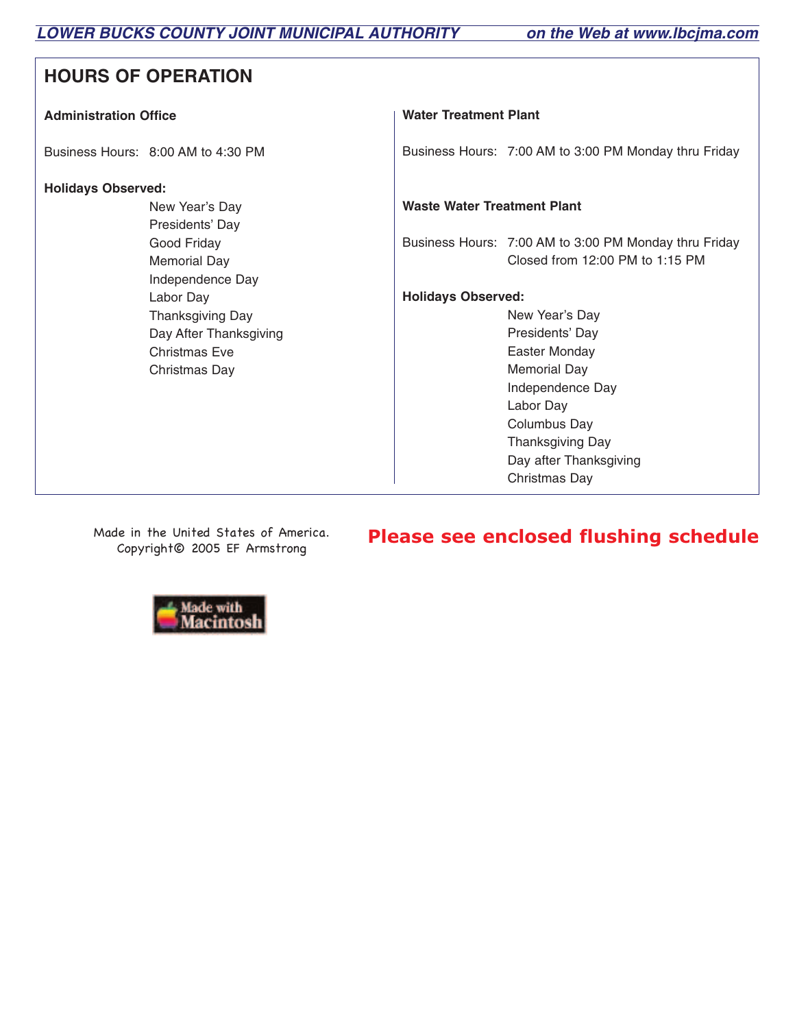## HOURS OF OPERATION

### Administration Office

Business Hours: 8:00 AM to 4:30 PM

**Holidays Observed:**

- New Year's Day
- Presidents' Day
- Good Friday
- Memorial Day
- Independence Day
- Labor Day
- Thanksgiving Day
- Day After Thanksgiving
- Christmas Eve
- Christmas Day

### Water Treatment Plant

Business Hours: 7:00 AM to 3:00 PM Monday thru Friday

### Waste Water Treatment Plant

Business Hours: 7:00 AM to 3:00 PM Monday thru Friday
Closed from 12:00 PM to 1:15 PM

**Holidays Observed:**

- New Year's Day
- Presidents' Day
- Easter Monday
- Memorial Day
- Independence Day
- Labor Day
- Columbus Day
- Thanksgiving Day
- Day after Thanksgiving
- Christmas Day

Made in the United States of America.
Copyright© 2005 EF Armstrong

**Please see enclosed flushing schedule**

Made with Macintosh